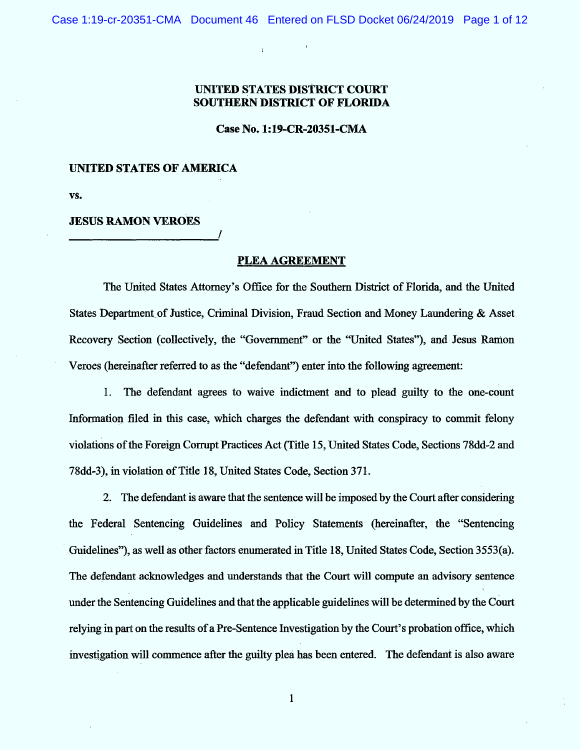# UNITED STATES DISTRICT COURT
# SOUTHERN DISTRICT OF FLORIDA

**Case No. 1:19-CR-20351-CMA**

**UNITED STATES OF AMERICA**

**vs.**

**JESUS RAMON VEROES**
**_____________________________/**

## PLEA AGREEMENT

The United States Attorney's Office for the Southern District of Florida, and the United States Department of Justice, Criminal Division, Fraud Section and Money Laundering & Asset Recovery Section (collectively, the "Government" or the "United States"), and Jesus Ramon Veroes (hereinafter referred to as the "defendant") enter into the following agreement:

1. The defendant agrees to waive indictment and to plead guilty to the one-count Information filed in this case, which charges the defendant with conspiracy to commit felony violations of the Foreign Corrupt Practices Act (Title 15, United States Code, Sections 78dd-2 and 78dd-3), in violation of Title 18, United States Code, Section 371.

2. The defendant is aware that the sentence will be imposed by the Court after considering the Federal Sentencing Guidelines and Policy Statements (hereinafter, the "Sentencing Guidelines"), as well as other factors enumerated in Title 18, United States Code, Section 3553(a). The defendant acknowledges and understands that the Court will compute an advisory sentence under the Sentencing Guidelines and that the applicable guidelines will be determined by the Court relying in part on the results of a Pre-Sentence Investigation by the Court's probation office, which investigation will commence after the guilty plea has been entered. The defendant is also aware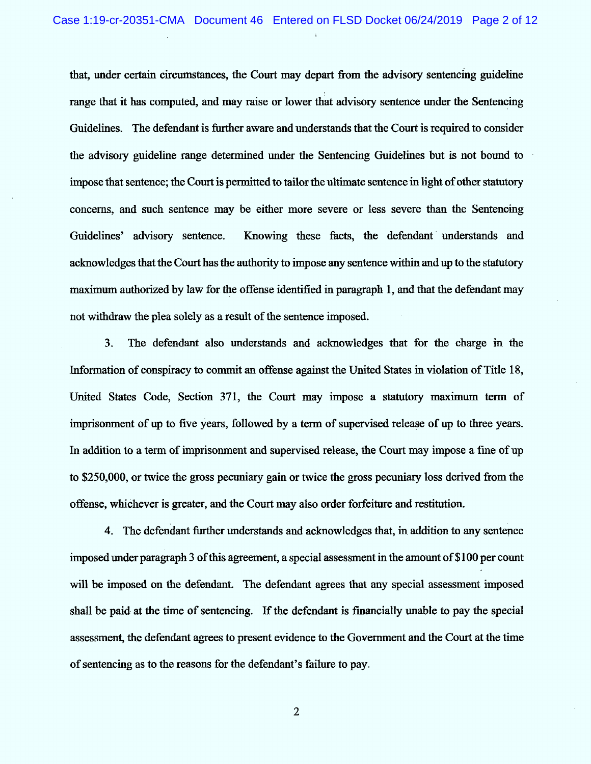that, under certain circumstances, the Court may depart from the advisory sentencing guideline range that it has computed, and may raise or lower that advisory sentence under the Sentencing Guidelines. The defendant is further aware and understands that the Court is required to consider the advisory guideline range determined under the Sentencing Guidelines but is not bound to impose that sentence; the Court is permitted to tailor the ultimate sentence in light of other statutory concerns, and such sentence may be either more severe or less severe than the Sentencing Guidelines' advisory sentence. Knowing these facts, the defendant understands and acknowledges that the Court has the authority to impose any sentence within and up to the statutory maximum authorized by law for the offense identified in paragraph 1, and that the defendant may not withdraw the plea solely as a result of the sentence imposed.

3. The defendant also understands and acknowledges that for the charge in the Information of conspiracy to commit an offense against the United States in violation of Title 18, United States Code, Section 371, the Court may impose a statutory maximum term of imprisonment of up to five years, followed by a term of supervised release of up to three years. In addition to a term of imprisonment and supervised release, the Court may impose a fine of up to $250,000, or twice the gross pecuniary gain or twice the gross pecuniary loss derived from the offense, whichever is greater, and the Court may also order forfeiture and restitution.

4. The defendant further understands and acknowledges that, in addition to any sentence imposed under paragraph 3 of this agreement, a special assessment in the amount of $100 per count will be imposed on the defendant. The defendant agrees that any special assessment imposed shall be paid at the time of sentencing. If the defendant is financially unable to pay the special assessment, the defendant agrees to present evidence to the Government and the Court at the time of sentencing as to the reasons for the defendant's failure to pay.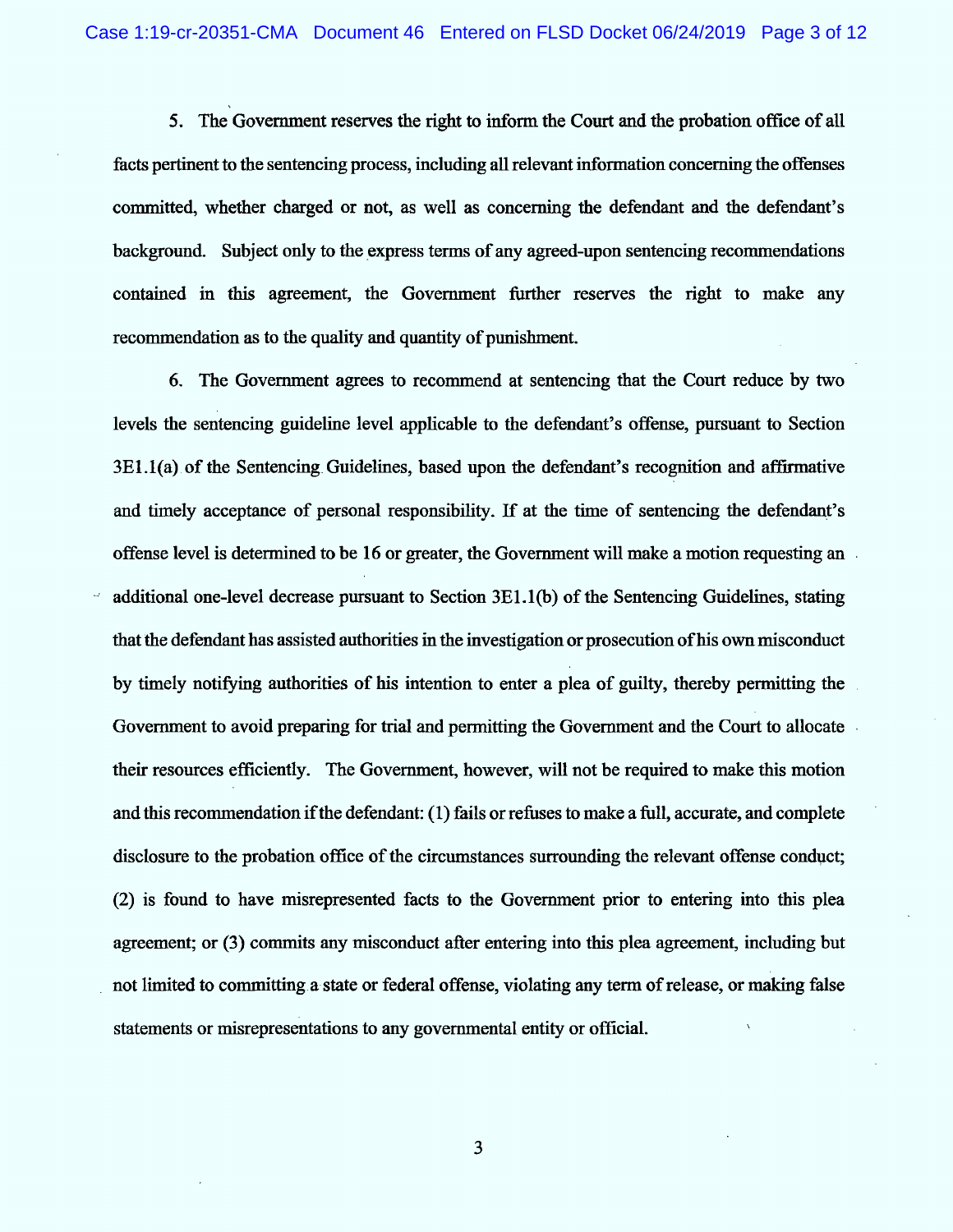5. The Government reserves the right to inform the Court and the probation office of all facts pertinent to the sentencing process, including all relevant information concerning the offenses committed, whether charged or not, as well as concerning the defendant and the defendant's background. Subject only to the express terms of any agreed-upon sentencing recommendations contained in this agreement, the Government further reserves the right to make any recommendation as to the quality and quantity of punishment.

6. The Government agrees to recommend at sentencing that the Court reduce by two levels the sentencing guideline level applicable to the defendant's offense, pursuant to Section 3E1.1(a) of the Sentencing Guidelines, based upon the defendant's recognition and affirmative and timely acceptance of personal responsibility. If at the time of sentencing the defendant's offense level is determined to be 16 or greater, the Government will make a motion requesting an additional one-level decrease pursuant to Section 3E1.1(b) of the Sentencing Guidelines, stating that the defendant has assisted authorities in the investigation or prosecution of his own misconduct by timely notifying authorities of his intention to enter a plea of guilty, thereby permitting the Government to avoid preparing for trial and permitting the Government and the Court to allocate their resources efficiently. The Government, however, will not be required to make this motion and this recommendation if the defendant: (1) fails or refuses to make a full, accurate, and complete disclosure to the probation office of the circumstances surrounding the relevant offense conduct; (2) is found to have misrepresented facts to the Government prior to entering into this plea agreement; or (3) commits any misconduct after entering into this plea agreement, including but not limited to committing a state or federal offense, violating any term of release, or making false statements or misrepresentations to any governmental entity or official.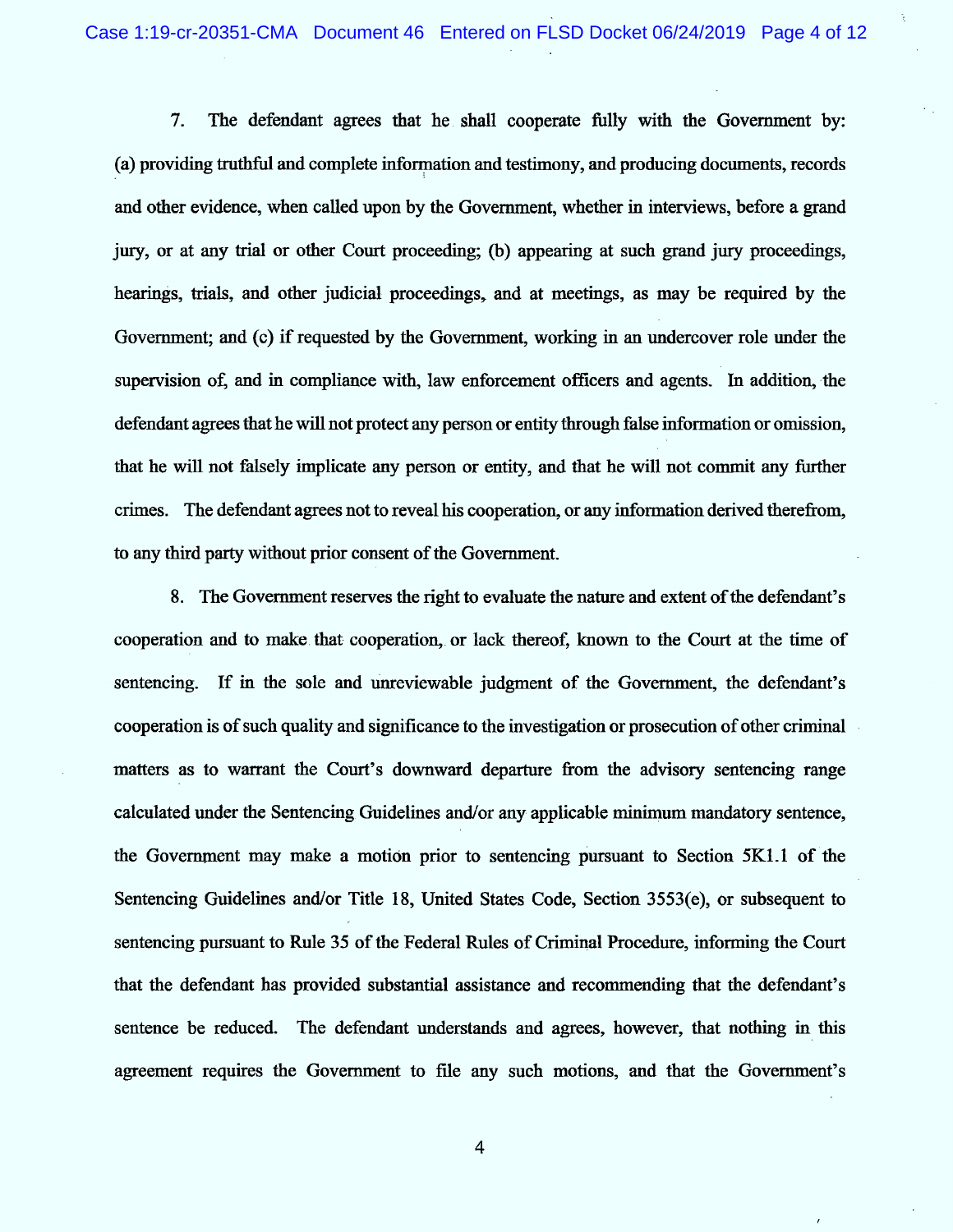7. The defendant agrees that he shall cooperate fully with the Government by: (a) providing truthful and complete information and testimony, and producing documents, records and other evidence, when called upon by the Government, whether in interviews, before a grand jury, or at any trial or other Court proceeding; (b) appearing at such grand jury proceedings, hearings, trials, and other judicial proceedings, and at meetings, as may be required by the Government; and (c) if requested by the Government, working in an undercover role under the supervision of, and in compliance with, law enforcement officers and agents. In addition, the defendant agrees that he will not protect any person or entity through false information or omission, that he will not falsely implicate any person or entity, and that he will not commit any further crimes. The defendant agrees not to reveal his cooperation, or any information derived therefrom, to any third party without prior consent of the Government.

8. The Government reserves the right to evaluate the nature and extent of the defendant's cooperation and to make that cooperation, or lack thereof, known to the Court at the time of sentencing. If in the sole and unreviewable judgment of the Government, the defendant's cooperation is of such quality and significance to the investigation or prosecution of other criminal matters as to warrant the Court's downward departure from the advisory sentencing range calculated under the Sentencing Guidelines and/or any applicable minimum mandatory sentence, the Government may make a motion prior to sentencing pursuant to Section 5K1.1 of the Sentencing Guidelines and/or Title 18, United States Code, Section 3553(e), or subsequent to sentencing pursuant to Rule 35 of the Federal Rules of Criminal Procedure, informing the Court that the defendant has provided substantial assistance and recommending that the defendant's sentence be reduced. The defendant understands and agrees, however, that nothing in this agreement requires the Government to file any such motions, and that the Government's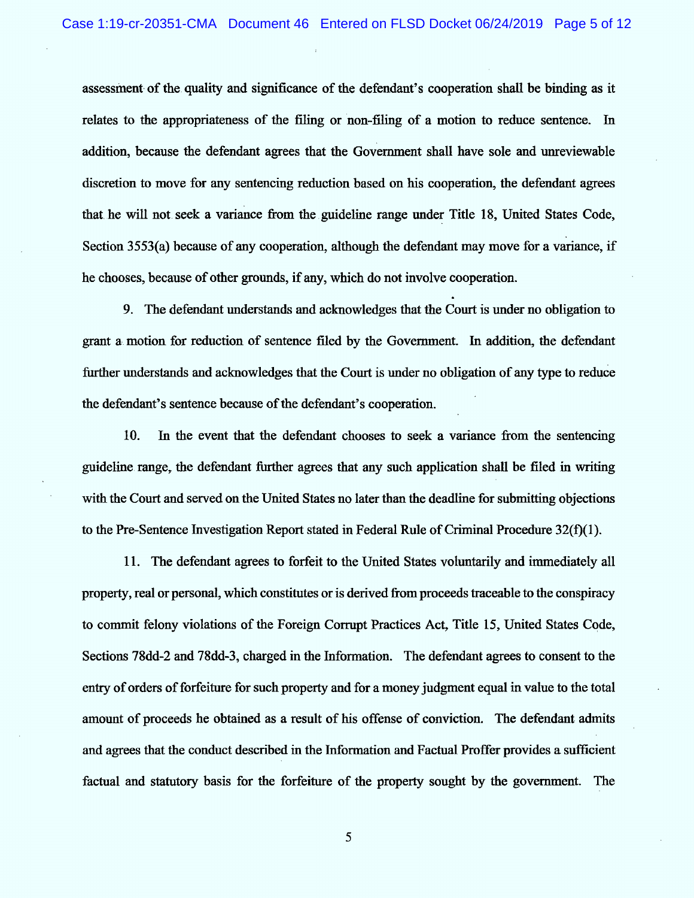assessment of the quality and significance of the defendant's cooperation shall be binding as it relates to the appropriateness of the filing or non-filing of a motion to reduce sentence. In addition, because the defendant agrees that the Government shall have sole and unreviewable discretion to move for any sentencing reduction based on his cooperation, the defendant agrees that he will not seek a variance from the guideline range under Title 18, United States Code, Section 3553(a) because of any cooperation, although the defendant may move for a variance, if he chooses, because of other grounds, if any, which do not involve cooperation.

9. The defendant understands and acknowledges that the Court is under no obligation to grant a motion for reduction of sentence filed by the Government. In addition, the defendant further understands and acknowledges that the Court is under no obligation of any type to reduce the defendant's sentence because of the defendant's cooperation.

10. In the event that the defendant chooses to seek a variance from the sentencing guideline range, the defendant further agrees that any such application shall be filed in writing with the Court and served on the United States no later than the deadline for submitting objections to the Pre-Sentence Investigation Report stated in Federal Rule of Criminal Procedure 32(f)(1).

11. The defendant agrees to forfeit to the United States voluntarily and immediately all property, real or personal, which constitutes or is derived from proceeds traceable to the conspiracy to commit felony violations of the Foreign Corrupt Practices Act, Title 15, United States Code, Sections 78dd-2 and 78dd-3, charged in the Information. The defendant agrees to consent to the entry of orders of forfeiture for such property and for a money judgment equal in value to the total amount of proceeds he obtained as a result of his offense of conviction. The defendant admits and agrees that the conduct described in the Information and Factual Proffer provides a sufficient factual and statutory basis for the forfeiture of the property sought by the government. The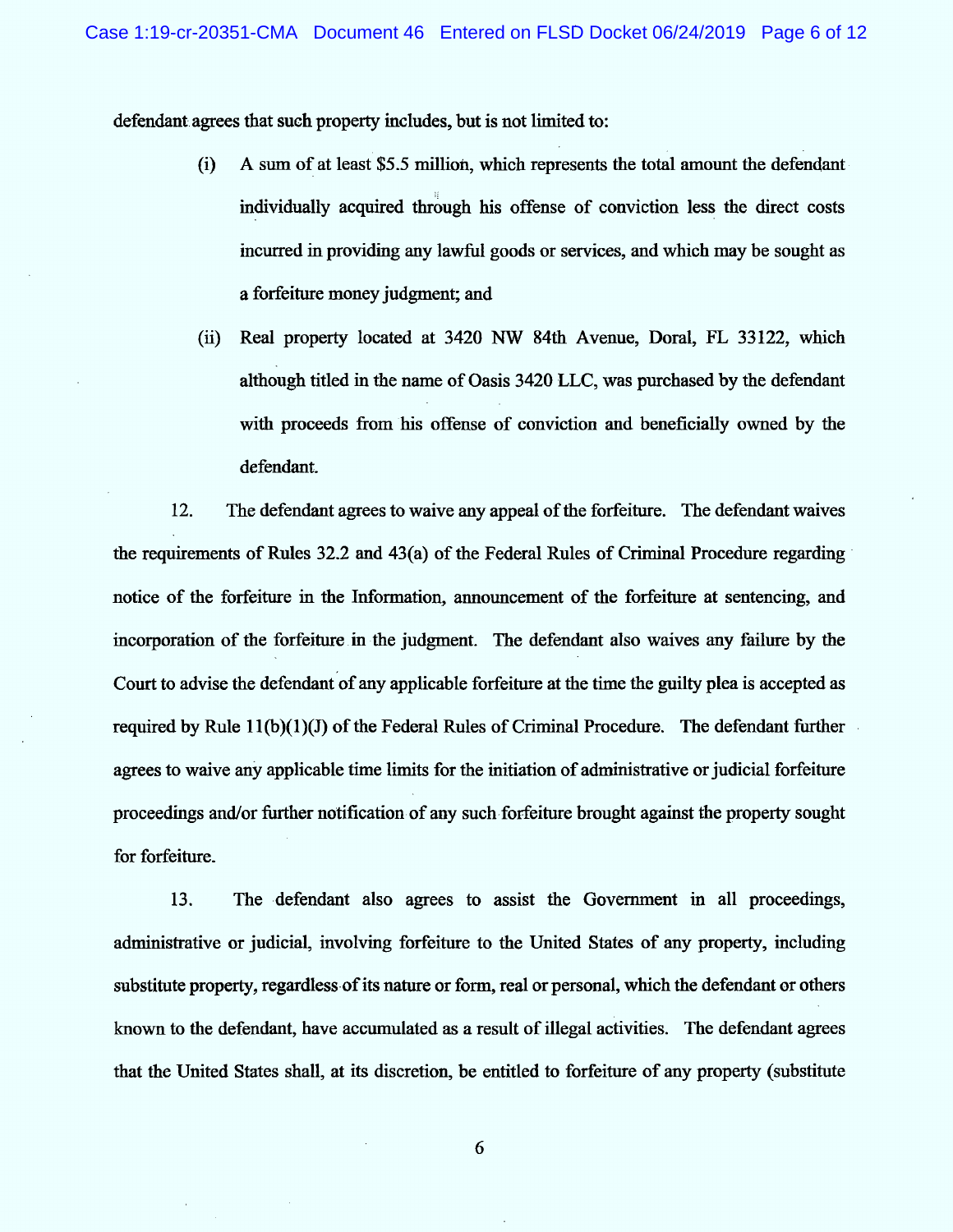defendant agrees that such property includes, but is not limited to:

(i) A sum of at least $5.5 million, which represents the total amount the defendant individually acquired through his offense of conviction less the direct costs incurred in providing any lawful goods or services, and which may be sought as a forfeiture money judgment; and

(ii) Real property located at 3420 NW 84th Avenue, Doral, FL 33122, which although titled in the name of Oasis 3420 LLC, was purchased by the defendant with proceeds from his offense of conviction and beneficially owned by the defendant.

12. The defendant agrees to waive any appeal of the forfeiture. The defendant waives the requirements of Rules 32.2 and 43(a) of the Federal Rules of Criminal Procedure regarding notice of the forfeiture in the Information, announcement of the forfeiture at sentencing, and incorporation of the forfeiture in the judgment. The defendant also waives any failure by the Court to advise the defendant of any applicable forfeiture at the time the guilty plea is accepted as required by Rule 11(b)(1)(J) of the Federal Rules of Criminal Procedure. The defendant further agrees to waive any applicable time limits for the initiation of administrative or judicial forfeiture proceedings and/or further notification of any such forfeiture brought against the property sought for forfeiture.

13. The defendant also agrees to assist the Government in all proceedings, administrative or judicial, involving forfeiture to the United States of any property, including substitute property, regardless of its nature or form, real or personal, which the defendant or others known to the defendant, have accumulated as a result of illegal activities. The defendant agrees that the United States shall, at its discretion, be entitled to forfeiture of any property (substitute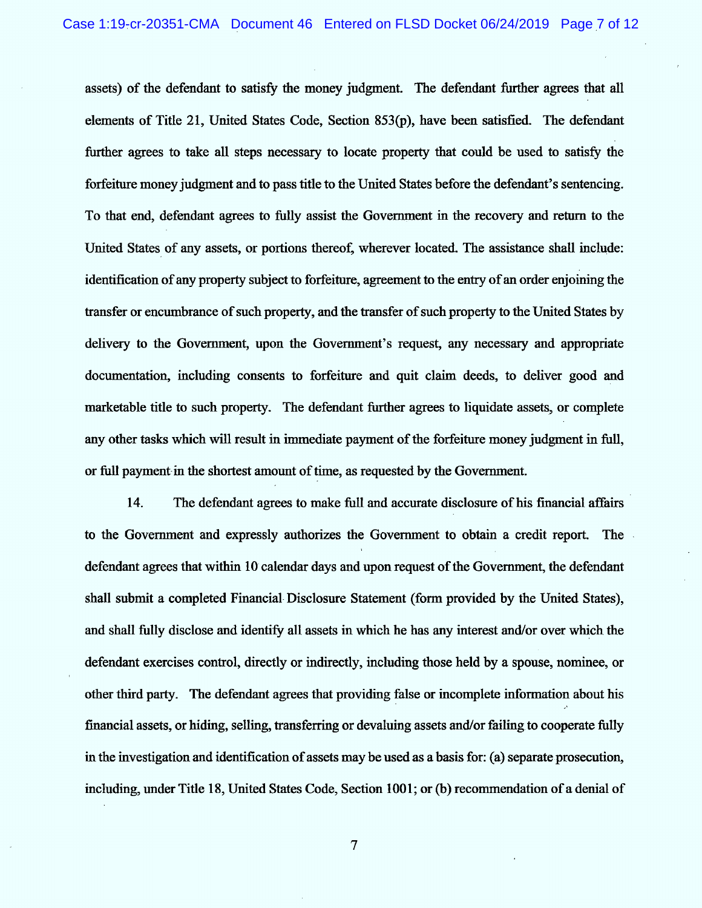assets) of the defendant to satisfy the money judgment. The defendant further agrees that all elements of Title 21, United States Code, Section 853(p), have been satisfied. The defendant further agrees to take all steps necessary to locate property that could be used to satisfy the forfeiture money judgment and to pass title to the United States before the defendant's sentencing. To that end, defendant agrees to fully assist the Government in the recovery and return to the United States of any assets, or portions thereof, wherever located. The assistance shall include: identification of any property subject to forfeiture, agreement to the entry of an order enjoining the transfer or encumbrance of such property, and the transfer of such property to the United States by delivery to the Government, upon the Government's request, any necessary and appropriate documentation, including consents to forfeiture and quit claim deeds, to deliver good and marketable title to such property. The defendant further agrees to liquidate assets, or complete any other tasks which will result in immediate payment of the forfeiture money judgment in full, or full payment in the shortest amount of time, as requested by the Government.

14. The defendant agrees to make full and accurate disclosure of his financial affairs to the Government and expressly authorizes the Government to obtain a credit report. The defendant agrees that within 10 calendar days and upon request of the Government, the defendant shall submit a completed Financial Disclosure Statement (form provided by the United States), and shall fully disclose and identify all assets in which he has any interest and/or over which the defendant exercises control, directly or indirectly, including those held by a spouse, nominee, or other third party. The defendant agrees that providing false or incomplete information about his financial assets, or hiding, selling, transferring or devaluing assets and/or failing to cooperate fully in the investigation and identification of assets may be used as a basis for: (a) separate prosecution, including, under Title 18, United States Code, Section 1001; or (b) recommendation of a denial of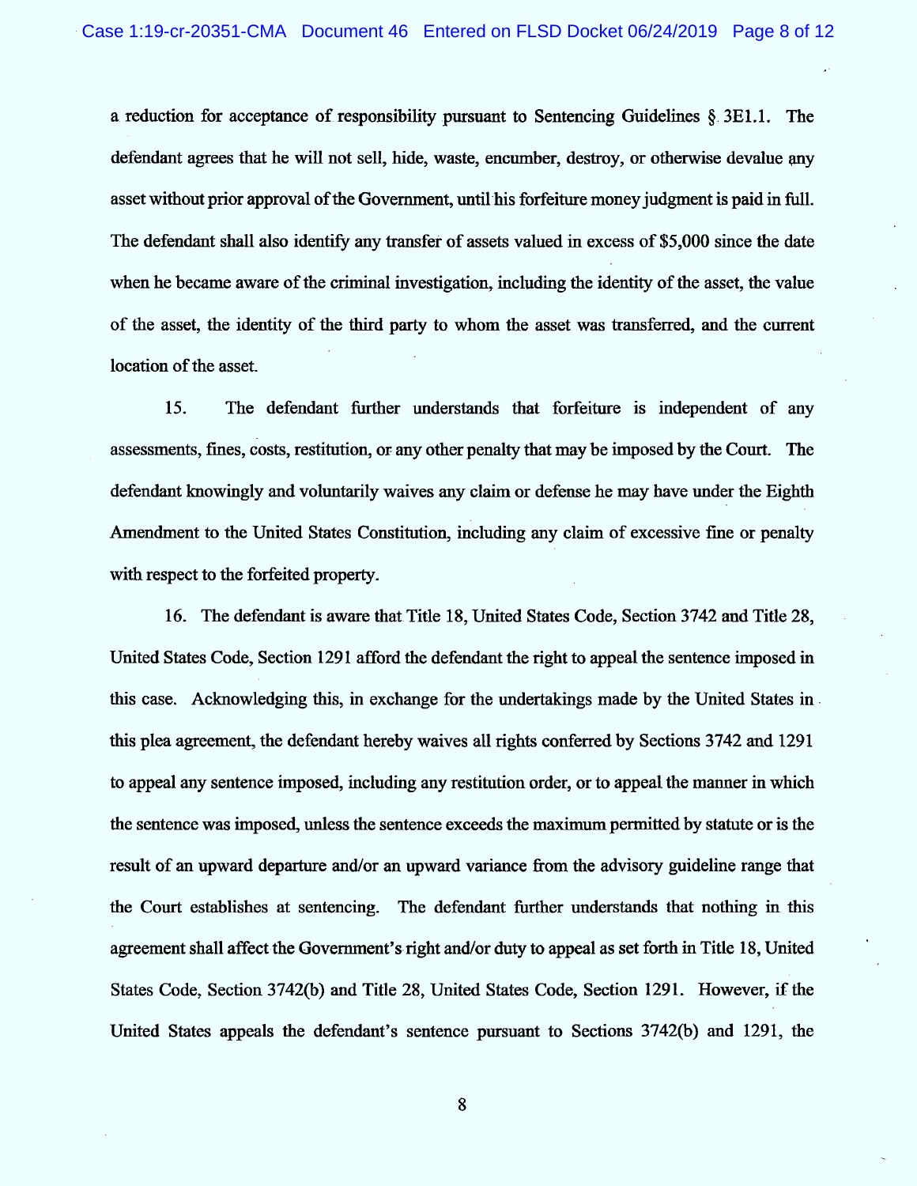a reduction for acceptance of responsibility pursuant to Sentencing Guidelines § 3E1.1. The defendant agrees that he will not sell, hide, waste, encumber, destroy, or otherwise devalue any asset without prior approval of the Government, until his forfeiture money judgment is paid in full. The defendant shall also identify any transfer of assets valued in excess of $5,000 since the date when he became aware of the criminal investigation, including the identity of the asset, the value of the asset, the identity of the third party to whom the asset was transferred, and the current location of the asset.

15. The defendant further understands that forfeiture is independent of any assessments, fines, costs, restitution, or any other penalty that may be imposed by the Court. The defendant knowingly and voluntarily waives any claim or defense he may have under the Eighth Amendment to the United States Constitution, including any claim of excessive fine or penalty with respect to the forfeited property.

16. The defendant is aware that Title 18, United States Code, Section 3742 and Title 28, United States Code, Section 1291 afford the defendant the right to appeal the sentence imposed in this case. Acknowledging this, in exchange for the undertakings made by the United States in this plea agreement, the defendant hereby waives all rights conferred by Sections 3742 and 1291 to appeal any sentence imposed, including any restitution order, or to appeal the manner in which the sentence was imposed, unless the sentence exceeds the maximum permitted by statute or is the result of an upward departure and/or an upward variance from the advisory guideline range that the Court establishes at sentencing. The defendant further understands that nothing in this agreement shall affect the Government's right and/or duty to appeal as set forth in Title 18, United States Code, Section 3742(b) and Title 28, United States Code, Section 1291. However, if the United States appeals the defendant's sentence pursuant to Sections 3742(b) and 1291, the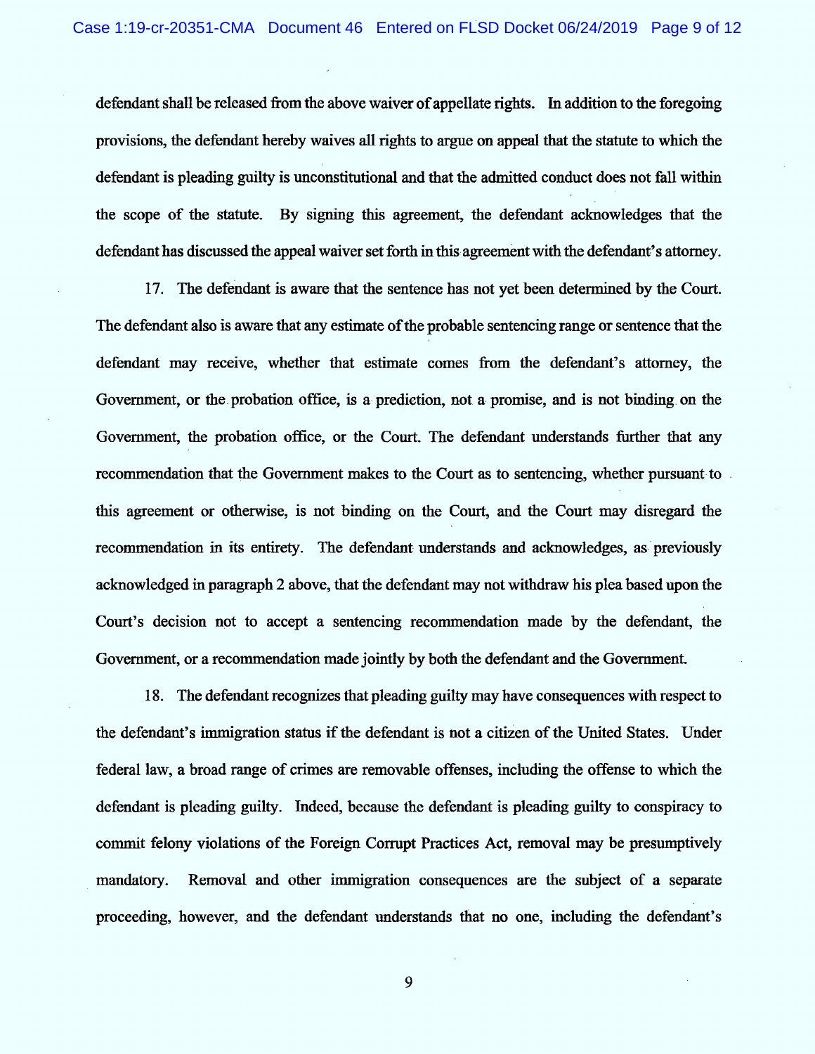defendant shall be released from the above waiver of appellate rights. In addition to the foregoing provisions, the defendant hereby waives all rights to argue on appeal that the statute to which the defendant is pleading guilty is unconstitutional and that the admitted conduct does not fall within the scope of the statute. By signing this agreement, the defendant acknowledges that the defendant has discussed the appeal waiver set forth in this agreement with the defendant's attorney.

17. The defendant is aware that the sentence has not yet been determined by the Court. The defendant also is aware that any estimate of the probable sentencing range or sentence that the defendant may receive, whether that estimate comes from the defendant's attorney, the Government, or the probation office, is a prediction, not a promise, and is not binding on the Government, the probation office, or the Court. The defendant understands further that any recommendation that the Government makes to the Court as to sentencing, whether pursuant to this agreement or otherwise, is not binding on the Court, and the Court may disregard the recommendation in its entirety. The defendant understands and acknowledges, as previously acknowledged in paragraph 2 above, that the defendant may not withdraw his plea based upon the Court's decision not to accept a sentencing recommendation made by the defendant, the Government, or a recommendation made jointly by both the defendant and the Government.

18. The defendant recognizes that pleading guilty may have consequences with respect to the defendant's immigration status if the defendant is not a citizen of the United States. Under federal law, a broad range of crimes are removable offenses, including the offense to which the defendant is pleading guilty. Indeed, because the defendant is pleading guilty to conspiracy to commit felony violations of the Foreign Corrupt Practices Act, removal may be presumptively mandatory. Removal and other immigration consequences are the subject of a separate proceeding, however, and the defendant understands that no one, including the defendant's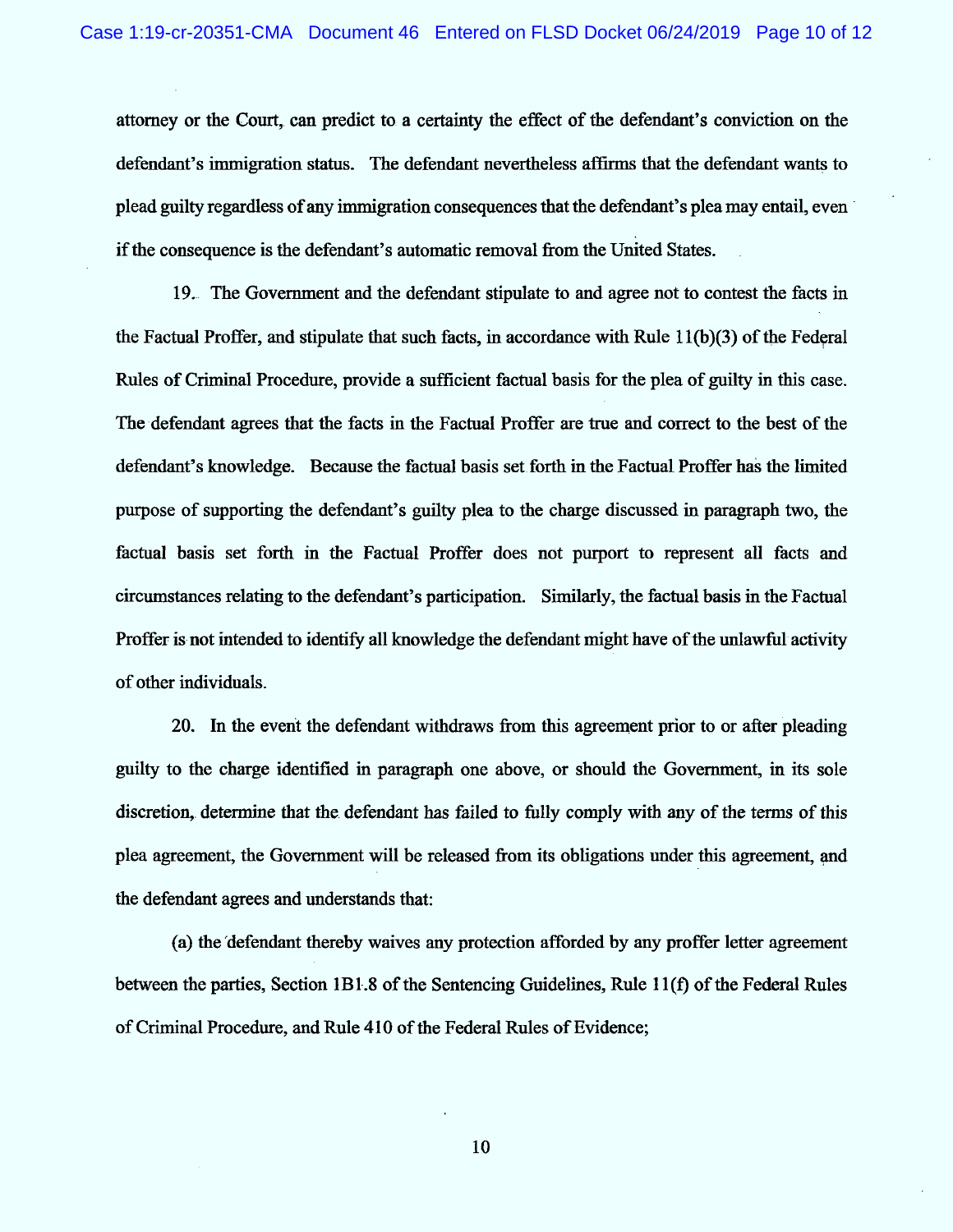attorney or the Court, can predict to a certainty the effect of the defendant's conviction on the defendant's immigration status. The defendant nevertheless affirms that the defendant wants to plead guilty regardless of any immigration consequences that the defendant's plea may entail, even if the consequence is the defendant's automatic removal from the United States.

19. The Government and the defendant stipulate to and agree not to contest the facts in the Factual Proffer, and stipulate that such facts, in accordance with Rule 11(b)(3) of the Federal Rules of Criminal Procedure, provide a sufficient factual basis for the plea of guilty in this case. The defendant agrees that the facts in the Factual Proffer are true and correct to the best of the defendant's knowledge. Because the factual basis set forth in the Factual Proffer has the limited purpose of supporting the defendant's guilty plea to the charge discussed in paragraph two, the factual basis set forth in the Factual Proffer does not purport to represent all facts and circumstances relating to the defendant's participation. Similarly, the factual basis in the Factual Proffer is not intended to identify all knowledge the defendant might have of the unlawful activity of other individuals.

20. In the event the defendant withdraws from this agreement prior to or after pleading guilty to the charge identified in paragraph one above, or should the Government, in its sole discretion, determine that the defendant has failed to fully comply with any of the terms of this plea agreement, the Government will be released from its obligations under this agreement, and the defendant agrees and understands that:

(a) the defendant thereby waives any protection afforded by any proffer letter agreement between the parties, Section 1B1.8 of the Sentencing Guidelines, Rule 11(f) of the Federal Rules of Criminal Procedure, and Rule 410 of the Federal Rules of Evidence;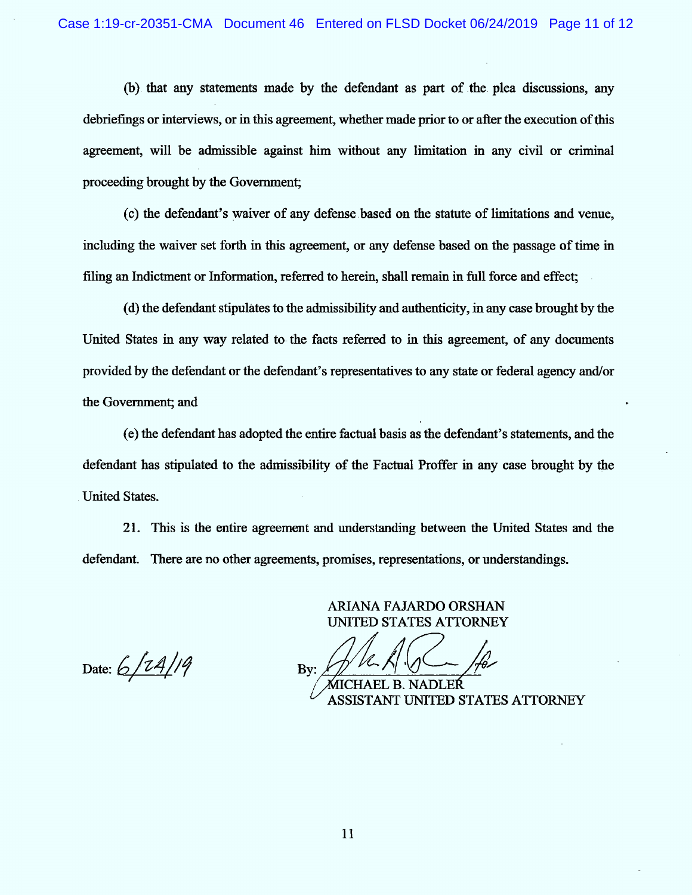(b) that any statements made by the defendant as part of the plea discussions, any debriefings or interviews, or in this agreement, whether made prior to or after the execution of this agreement, will be admissible against him without any limitation in any civil or criminal proceeding brought by the Government;

(c) the defendant's waiver of any defense based on the statute of limitations and venue, including the waiver set forth in this agreement, or any defense based on the passage of time in filing an Indictment or Information, referred to herein, shall remain in full force and effect;

(d) the defendant stipulates to the admissibility and authenticity, in any case brought by the United States in any way related to the facts referred to in this agreement, of any documents provided by the defendant or the defendant's representatives to any state or federal agency and/or the Government; and

(e) the defendant has adopted the entire factual basis as the defendant's statements, and the defendant has stipulated to the admissibility of the Factual Proffer in any case brought by the United States.

21. This is the entire agreement and understanding between the United States and the defendant. There are no other agreements, promises, representations, or understandings.

ARIANA FAJARDO ORSHAN
UNITED STATES ATTORNEY

Date: 6/24/19

By: [signature] /for
MICHAEL B. NADLER
ASSISTANT UNITED STATES ATTORNEY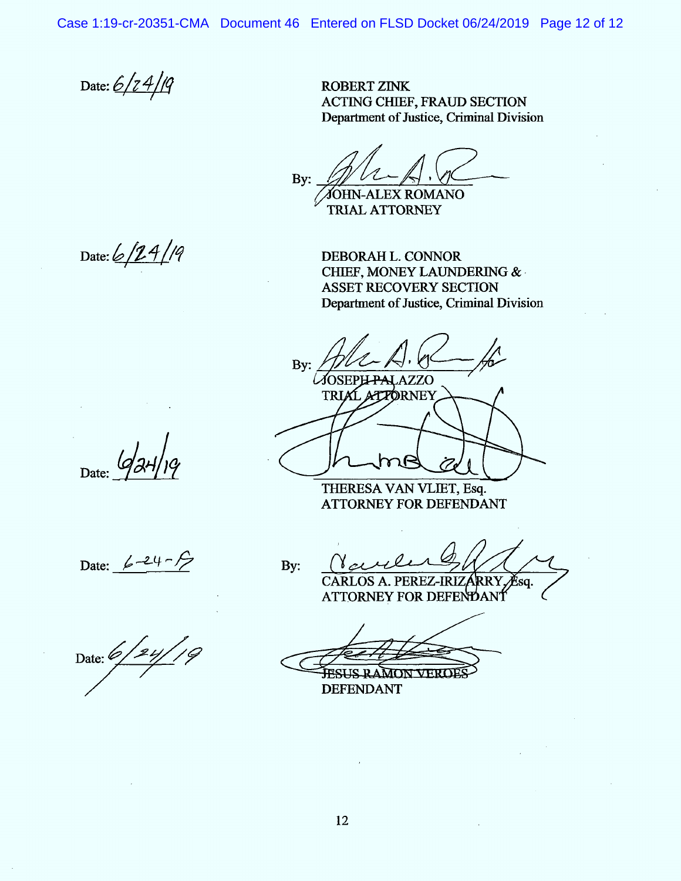Date: 6/24/19

ROBERT ZINK
ACTING CHIEF, FRAUD SECTION
Department of Justice, Criminal Division

By: ______________________
JOHN-ALEX ROMANO
TRIAL ATTORNEY

Date: 6/24/19

DEBORAH L. CONNOR
CHIEF, MONEY LAUNDERING & ASSET RECOVERY SECTION
Department of Justice, Criminal Division

By: ______________________
JOSEPH PALAZZO
TRIAL ATTORNEY

Date: 6/24/19

______________________
THERESA VAN VLIET, Esq.
ATTORNEY FOR DEFENDANT

Date: 6-24-19

By: ______________________
CARLOS A. PEREZ-IRIZARRY, Esq.
ATTORNEY FOR DEFENDANT

Date: 6/24/19

______________________
JESUS RAMON VEROES
DEFENDANT